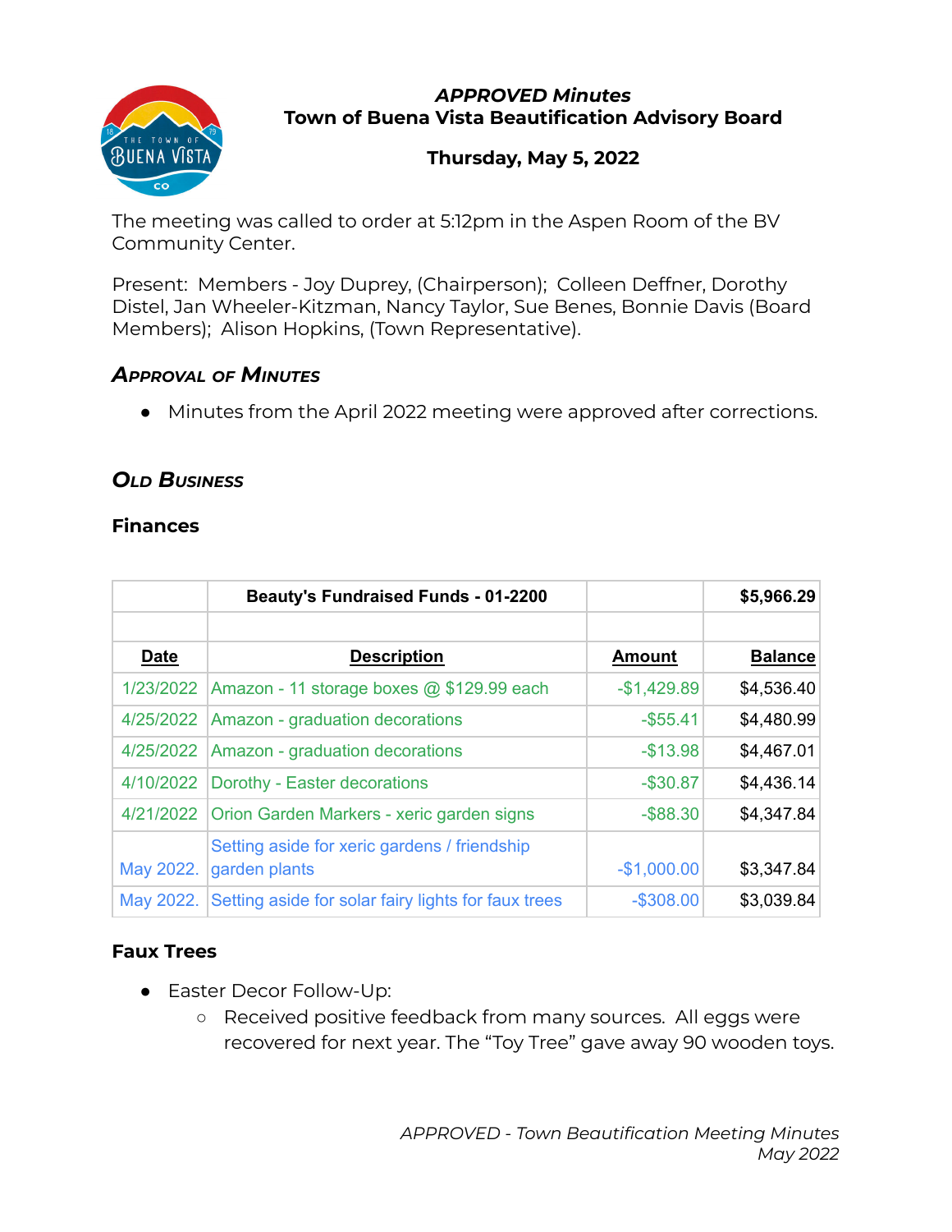*APPROVED Minutes*
**Town of Buena Vista Beautification Advisory Board**

**Thursday, May 5, 2022**

The meeting was called to order at 5:12pm in the Aspen Room of the BV Community Center.

Present: Members - Joy Duprey, (Chairperson); Colleen Deffner, Dorothy Distel, Jan Wheeler-Kitzman, Nancy Taylor, Sue Benes, Bonnie Davis (Board Members); Alison Hopkins, (Town Representative).

## *Approval of Minutes*

- Minutes from the April 2022 meeting were approved after corrections.

## *Old Business*

### Finances

| | **Beauty's Fundraised Funds - 01-2200** | | **$5,966.29** |
|---|---|---|---|
| | | | |
| **Date** | **Description** | **Amount** | **Balance** |
| 1/23/2022 | Amazon - 11 storage boxes @ $129.99 each | -$1,429.89 | $4,536.40 |
| 4/25/2022 | Amazon - graduation decorations | -$55.41 | $4,480.99 |
| 4/25/2022 | Amazon - graduation decorations | -$13.98 | $4,467.01 |
| 4/10/2022 | Dorothy - Easter decorations | -$30.87 | $4,436.14 |
| 4/21/2022 | Orion Garden Markers - xeric garden signs | -$88.30 | $4,347.84 |
| May 2022. | Setting aside for xeric gardens / friendship garden plants | -$1,000.00 | $3,347.84 |
| May 2022. | Setting aside for solar fairy lights for faux trees | -$308.00 | $3,039.84 |

### Faux Trees

- Easter Decor Follow-Up:
  - Received positive feedback from many sources. All eggs were recovered for next year. The "Toy Tree" gave away 90 wooden toys.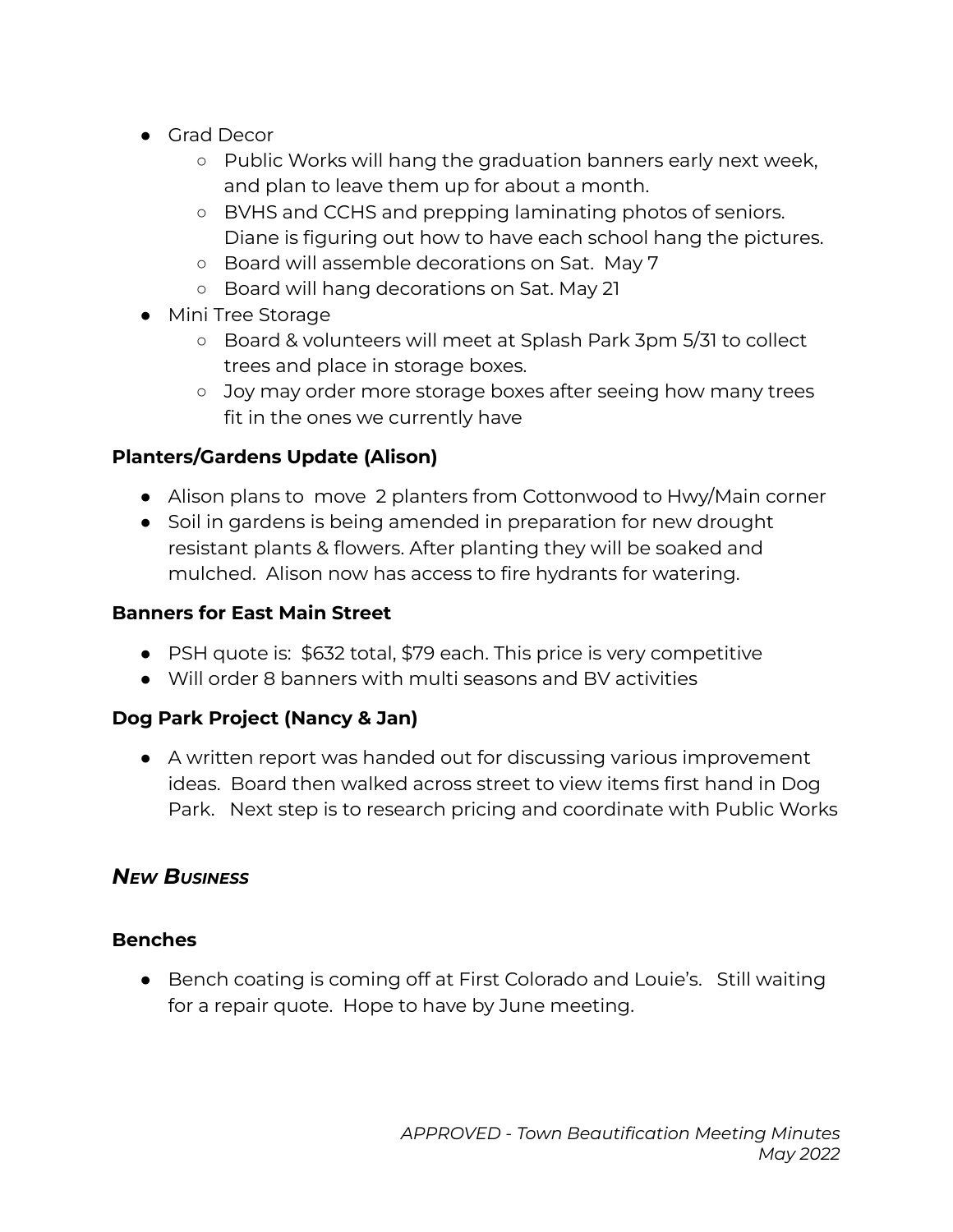- Grad Decor
  - Public Works will hang the graduation banners early next week, and plan to leave them up for about a month.
  - BVHS and CCHS and prepping laminating photos of seniors. Diane is figuring out how to have each school hang the pictures.
  - Board will assemble decorations on Sat. May 7
  - Board will hang decorations on Sat. May 21
- Mini Tree Storage
  - Board & volunteers will meet at Splash Park 3pm 5/31 to collect trees and place in storage boxes.
  - Joy may order more storage boxes after seeing how many trees fit in the ones we currently have

**Planters/Gardens Update (Alison)**

- Alison plans to move 2 planters from Cottonwood to Hwy/Main corner
- Soil in gardens is being amended in preparation for new drought resistant plants & flowers. After planting they will be soaked and mulched. Alison now has access to fire hydrants for watering.

**Banners for East Main Street**

- PSH quote is: $632 total, $79 each. This price is very competitive
- Will order 8 banners with multi seasons and BV activities

**Dog Park Project (Nancy & Jan)**

- A written report was handed out for discussing various improvement ideas. Board then walked across street to view items first hand in Dog Park. Next step is to research pricing and coordinate with Public Works

## ***New Business***

**Benches**

- Bench coating is coming off at First Colorado and Louie's. Still waiting for a repair quote. Hope to have by June meeting.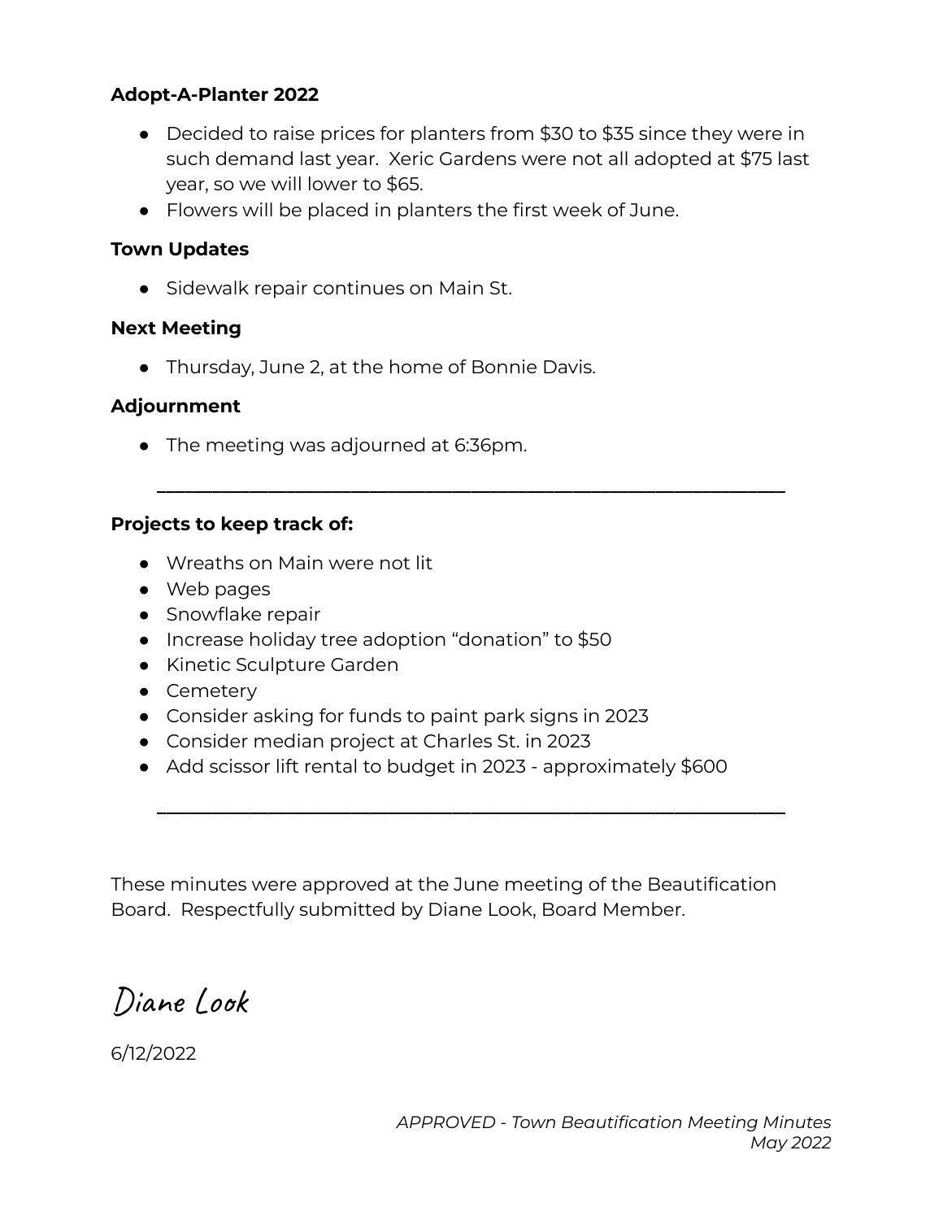**Adopt-A-Planter 2022**

- Decided to raise prices for planters from $30 to $35 since they were in such demand last year. Xeric Gardens were not all adopted at $75 last year, so we will lower to $65.
- Flowers will be placed in planters the first week of June.

**Town Updates**

- Sidewalk repair continues on Main St.

**Next Meeting**

- Thursday, June 2, at the home of Bonnie Davis.

**Adjournment**

- The meeting was adjourned at 6:36pm.

---

**Projects to keep track of:**

- Wreaths on Main were not lit
- Web pages
- Snowflake repair
- Increase holiday tree adoption "donation" to $50
- Kinetic Sculpture Garden
- Cemetery
- Consider asking for funds to paint park signs in 2023
- Consider median project at Charles St. in 2023
- Add scissor lift rental to budget in 2023 - approximately $600

---

These minutes were approved at the June meeting of the Beautification Board. Respectfully submitted by Diane Look, Board Member.

Diane Look

6/12/2022

*APPROVED - Town Beautification Meeting Minutes May 2022*